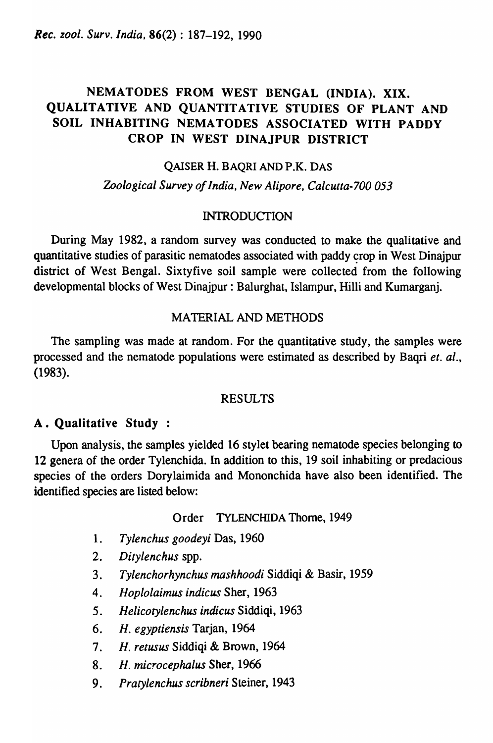# NEMATODES FROM WEST BENGAL (INDIA). XIX. QUALITATIVE AND QUANTITATIVE STUDIES OF PLANT AND SOIL INHABITING NEMATODES ASSOCIATED WITH PADDY CROP IN WEST DINAJPUR DISTRICT

QAISER H. BAQRI AND P.K. DAS

*Zoological Survey of India, New Alipore, Calcutta-700 053*

## INTRODUCTION

During May 1982, a random survey was conducted to make the qualitative and quantitative studies of parasitic nematodes associated with paddy crop in West Dinajpur district of West Bengal. Sixtyfive soil sample were collected from the following developmental blocks of West Dinajpur : Balurghat, Islampur, Hilli and Kumarganj.

## MATERIAL AND METHODS

The sampling was made at random. For the quantitative study, the samples were processed and the nematode populations were estimated as described by Baqri *et. al.*, (1983).

## RESULTS

### A. Qualitative Study :

Upon analysis, the samples yielded 16 stylet bearing nematode species belonging to 12 genera of the order Tylenchida. In addition to this, 19 soil inhabiting or predacious species of the orders Dorylaimida and Mononchida have also been identified. The identified species are listed below:

Order TYLENCHIDA Thorne, 1949

1. *Tylenchus goodeyi* Das, 1960
2. *Ditylenchus* spp.
3. *Tylenchorhynchus mashhoodi* Siddiqi & Basir, 1959
4. *Hoplolaimus indicus* Sher, 1963
5. *Helicotylenchus indicus* Siddiqi, 1963
6. *H. egyptiensis* Tarjan, 1964
7. *H. retusus* Siddiqi & Brown, 1964
8. *H. microcephalus* Sher, 1966
9. *Pratylenchus scribneri* Steiner, 1943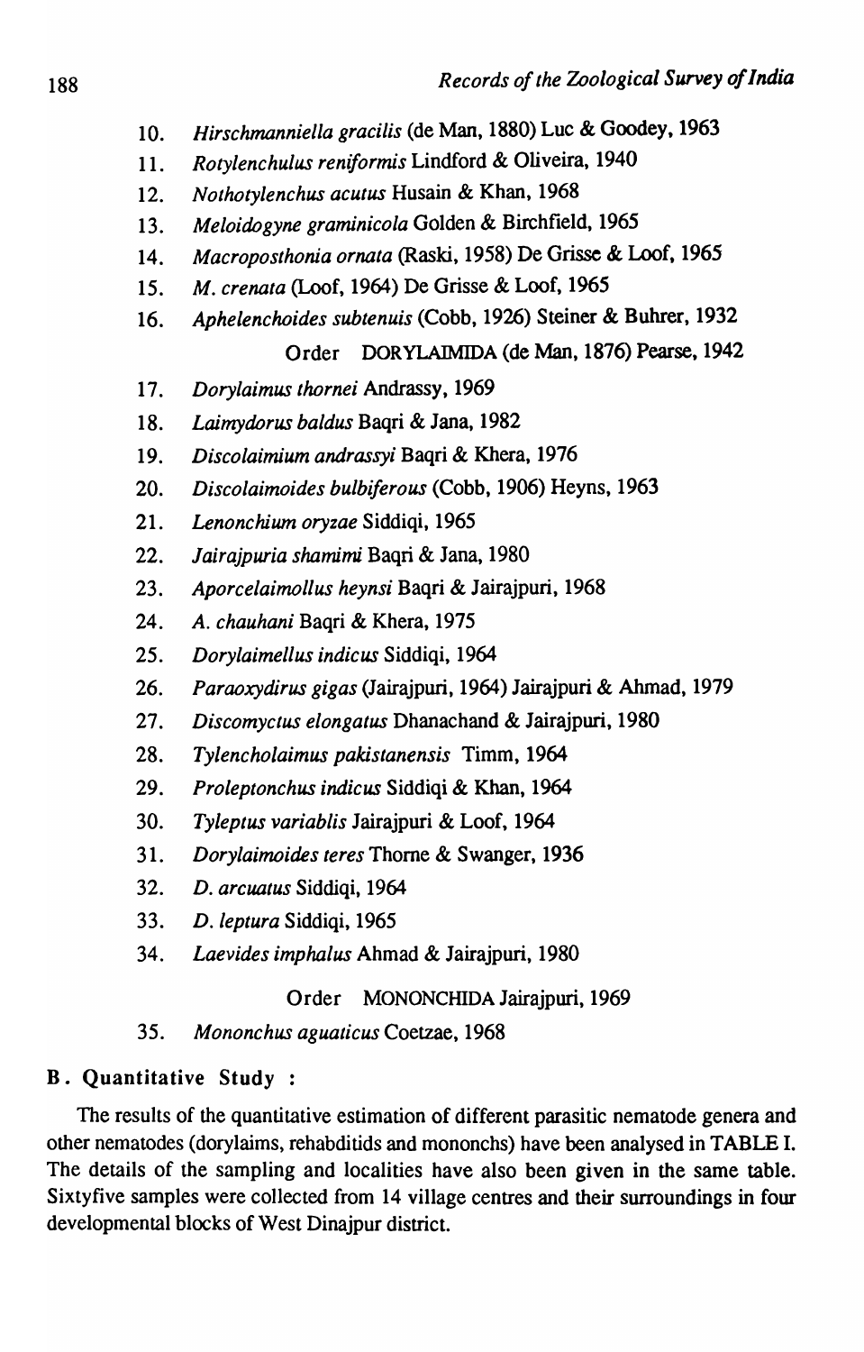10. *Hirschmanniella gracilis* (de Man, 1880) Luc & Goodey, 1963
11. *Rotylenchulus reniformis* Lindford & Oliveira, 1940
12. *Nothotylenchus acutus* Husain & Khan, 1968
13. *Meloidogyne graminicola* Golden & Birchfield, 1965
14. *Macroposthonia ornata* (Raski, 1958) De Grisse & Loof, 1965
15. *M. crenata* (Loof, 1964) De Grisse & Loof, 1965
16. *Aphelenchoides subtenuis* (Cobb, 1926) Steiner & Buhrer, 1932

Order DORYLAIMIDA (de Man, 1876) Pearse, 1942

17. *Dorylaimus thornei* Andrassy, 1969
18. *Laimydorus baldus* Baqri & Jana, 1982
19. *Discolaimium andrassyi* Baqri & Khera, 1976
20. *Discolaimoides bulbiferous* (Cobb, 1906) Heyns, 1963
21. *Lenonchium oryzae* Siddiqi, 1965
22. *Jairajpuria shamimi* Baqri & Jana, 1980
23. *Aporcelaimollus heynsi* Baqri & Jairajpuri, 1968
24. *A. chauhani* Baqri & Khera, 1975
25. *Dorylaimellus indicus* Siddiqi, 1964
26. *Paraoxydirus gigas* (Jairajpuri, 1964) Jairajpuri & Ahmad, 1979
27. *Discomyctus elongatus* Dhanachand & Jairajpuri, 1980
28. *Tylencholaimus pakistanensis* Timm, 1964
29. *Proleptonchus indicus* Siddiqi & Khan, 1964
30. *Tyleptus variablis* Jairajpuri & Loof, 1964
31. *Dorylaimoides teres* Thorne & Swanger, 1936
32. *D. arcuatus* Siddiqi, 1964
33. *D. leptura* Siddiqi, 1965
34. *Laevides imphalus* Ahmad & Jairajpuri, 1980

Order MONONCHIDA Jairajpuri, 1969

35. *Mononchus aguaticus* Coetzae, 1968

**B. Quantitative Study :**

The results of the quantitative estimation of different parasitic nematode genera and other nematodes (dorylaims, rehabditids and mononchs) have been analysed in TABLE I. The details of the sampling and localities have also been given in the same table. Sixtyfive samples were collected from 14 village centres and their surroundings in four developmental blocks of West Dinajpur district.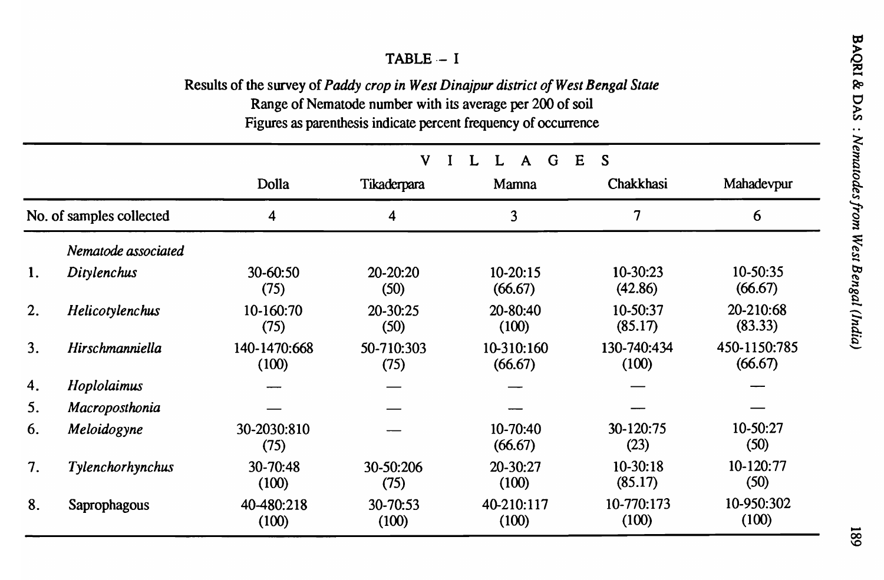TABLE – I

Results of the survey of *Paddy crop in West Dinajpur district of West Bengal State*
Range of Nematode number with its average per 200 of soil
Figures as parenthesis indicate percent frequency of occurrence

| | | VILLAGES | | | | |
|---|---|---|---|---|---|---|
| | | Dolla | Tikaderpara | Mamna | Chakkhasi | Mahadevpur |
| No. of samples collected | | 4 | 4 | 3 | 7 | 6 |
| | *Nematode associated* | | | | | |
| 1. | *Ditylenchus* | 30-60:50 (75) | 20-20:20 (50) | 10-20:15 (66.67) | 10-30:23 (42.86) | 10-50:35 (66.67) |
| 2. | *Helicotylenchus* | 10-160:70 (75) | 20-30:25 (50) | 20-80:40 (100) | 10-50:37 (85.17) | 20-210:68 (83.33) |
| 3. | *Hirschmanniella* | 140-1470:668 (100) | 50-710:303 (75) | 10-310:160 (66.67) | 130-740:434 (100) | 450-1150:785 (66.67) |
| 4. | *Hoplolaimus* | — | — | — | — | — |
| 5. | *Macroposthonia* | — | — | — | — | — |
| 6. | *Meloidogyne* | 30-2030:810 (75) | — | 10-70:40 (66.67) | 30-120:75 (23) | 10-50:27 (50) |
| 7. | *Tylenchorhynchus* | 30-70:48 (100) | 30-50:206 (75) | 20-30:27 (100) | 10-30:18 (85.17) | 10-120:77 (50) |
| 8. | Saprophagous | 40-480:218 (100) | 30-70:53 (100) | 40-210:117 (100) | 10-770:173 (100) | 10-950:302 (100) |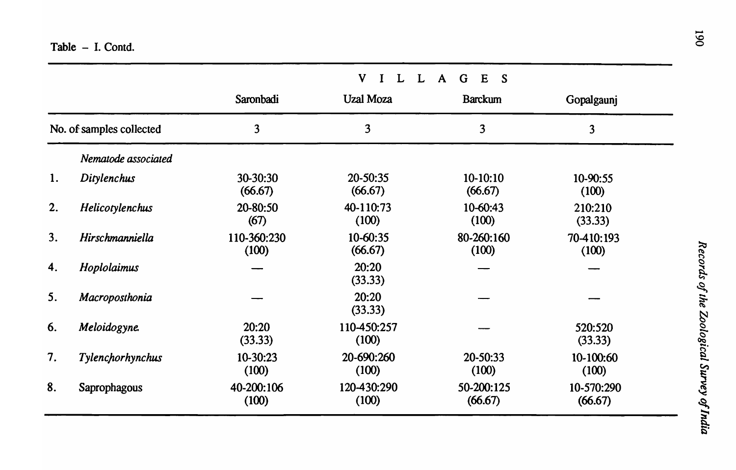Table – I. Contd.

| | | VILLAGES | | | |
|---|---|---|---|---|---|
| | | Saronbadi | Uzal Moza | Barckum | Gopalgaunj |
| No. of samples collected | | 3 | 3 | 3 | 3 |
| | *Nematode associated* | | | | |
| 1. | *Ditylenchus* | 30-30:30 (66.67) | 20-50:35 (66.67) | 10-10:10 (66.67) | 10-90:55 (100) |
| 2. | *Helicotylenchus* | 20-80:50 (67) | 40-110:73 (100) | 10-60:43 (100) | 210:210 (33.33) |
| 3. | *Hirschmanniella* | 110-360:230 (100) | 10-60:35 (66.67) | 80-260:160 (100) | 70-410:193 (100) |
| 4. | *Hoplolaimus* | — | 20:20 (33.33) | — | — |
| 5. | *Macroposthonia* | — | 20:20 (33.33) | — | — |
| 6. | *Meloidogyne* | 20:20 (33.33) | 110-450:257 (100) | — | 520:520 (33.33) |
| 7. | *Tylenchorhynchus* | 10-30:23 (100) | 20-690:260 (100) | 20-50:33 (100) | 10-100:60 (100) |
| 8. | Saprophagous | 40-200:106 (100) | 120-430:290 (100) | 50-200:125 (66.67) | 10-570:290 (66.67) |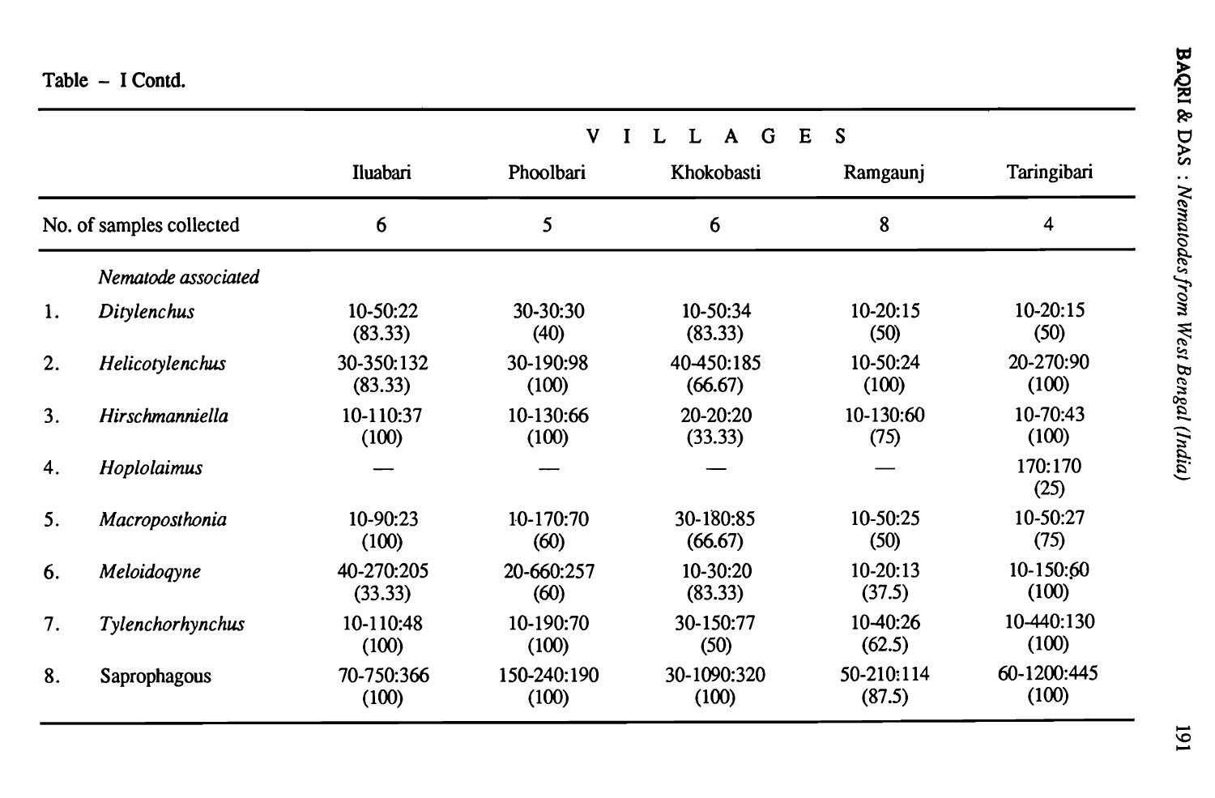Table – I Contd.

| | | VILLAGES | | | | |
|---|---|---|---|---|---|---|
| | | Iluabari | Phoolbari | Khokobasti | Ramgaunj | Taringibari |
| No. of samples collected | | 6 | 5 | 6 | 8 | 4 |
| | *Nematode associated* | | | | | |
| 1. | *Ditylenchus* | 10-50:22 (83.33) | 30-30:30 (40) | 10-50:34 (83.33) | 10-20:15 (50) | 10-20:15 (50) |
| 2. | *Helicotylenchus* | 30-350:132 (83.33) | 30-190:98 (100) | 40-450:185 (66.67) | 10-50:24 (100) | 20-270:90 (100) |
| 3. | *Hirschmanniella* | 10-110:37 (100) | 10-130:66 (100) | 20-20:20 (33.33) | 10-130:60 (75) | 10-70:43 (100) |
| 4. | *Hoplolaimus* | — | — | — | — | 170:170 (25) |
| 5. | *Macroposthonia* | 10-90:23 (100) | 10-170:70 (60) | 30-180:85 (66.67) | 10-50:25 (50) | 10-50:27 (75) |
| 6. | *Meloidoqyne* | 40-270:205 (33.33) | 20-660:257 (60) | 10-30:20 (83.33) | 10-20:13 (37.5) | 10-150:60 (100) |
| 7. | *Tylenchorhynchus* | 10-110:48 (100) | 10-190:70 (100) | 30-150:77 (50) | 10-40:26 (62.5) | 10-440:130 (100) |
| 8. | Saprophagous | 70-750:366 (100) | 150-240:190 (100) | 30-1090:320 (100) | 50-210:114 (87.5) | 60-1200:445 (100) |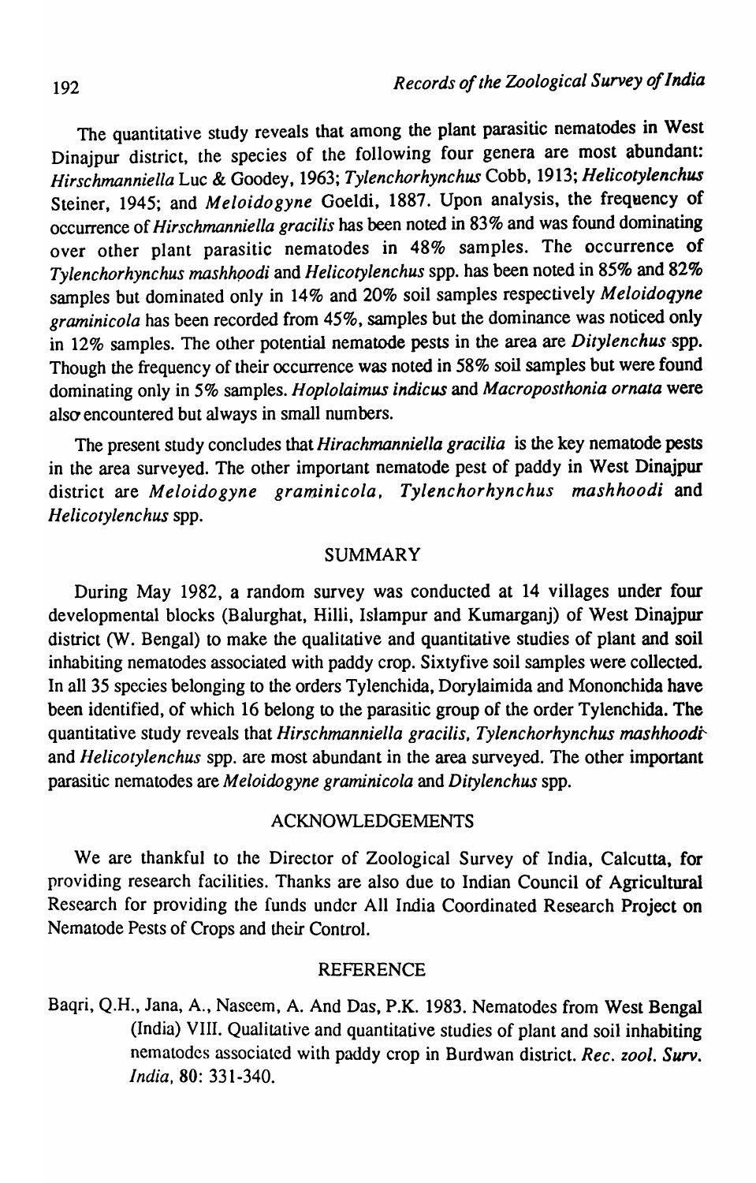The quantitative study reveals that among the plant parasitic nematodes in West Dinajpur district, the species of the following four genera are most abundant: *Hirschmanniella* Luc & Goodey, 1963; *Tylenchorhynchus* Cobb, 1913; *Helicotylenchus* Steiner, 1945; and *Meloidogyne* Goeldi, 1887. Upon analysis, the freqeuncy of occurrence of *Hirschmanniella gracilis* has been noted in 83% and was found dominating over other plant parasitic nematodes in 48% samples. The occurrence of *Tylenchorhynchus mashhoodi* and *Helicotylenchus* spp. has been noted in 85% and 82% samples but dominated only in 14% and 20% soil samples respectively *Meloidoqyne graminicola* has been recorded from 45%, samples but the dominance was noticed only in 12% samples. The other potential nematode pests in the area are *Ditylenchus* spp. Though the frequency of their occurrence was noted in 58% soil samples but were found dominating only in 5% samples. *Hoplolaimus indicus* and *Macroposthonia ornata* were also encountered but always in small numbers.

The present study concludes that *Hirachmanniella gracilia* is the key nematode pests in the area surveyed. The other important nematode pest of paddy in West Dinajpur district are *Meloidogyne graminicola*, *Tylenchorhynchus mashhoodi* and *Helicotylenchus* spp.

## SUMMARY

During May 1982, a random survey was conducted at 14 villages under four developmental blocks (Balurghat, Hilli, Islampur and Kumarganj) of West Dinajpur district (W. Bengal) to make the qualitative and quantitative studies of plant and soil inhabiting nematodes associated with paddy crop. Sixtyfive soil samples were collected. In all 35 species belonging to the orders Tylenchida, Dorylaimida and Mononchida have been identified, of which 16 belong to the parasitic group of the order Tylenchida. The quantitative study reveals that *Hirschmanniella gracilis*, *Tylenchorhynchus mashhoodi* and *Helicotylenchus* spp. are most abundant in the area surveyed. The other important parasitic nematodes are *Meloidogyne graminicola* and *Ditylenchus* spp.

## ACKNOWLEDGEMENTS

We are thankful to the Director of Zoological Survey of India, Calcutta, for providing research facilities. Thanks are also due to Indian Council of Agricultural Research for providing the funds under All India Coordinated Research Project on Nematode Pests of Crops and their Control.

## REFERENCE

Baqri, Q.H., Jana, A., Naseem, A. And Das, P.K. 1983. Nematodes from West Bengal (India) VIII. Qualitative and quantitative studies of plant and soil inhabiting nematodes associated with paddy crop in Burdwan district. *Rec. zool. Surv. India*, 80: 331-340.